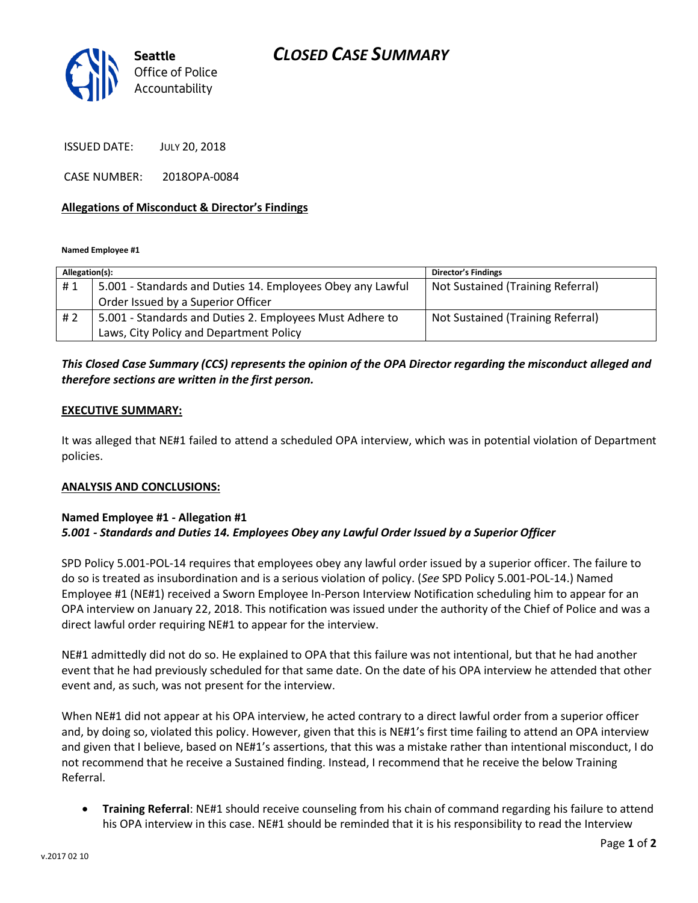Seattle Office of Police Accountability

# CLOSED CASE SUMMARY

ISSUED DATE: JULY 20, 2018

CASE NUMBER: 2018OPA-0084

**Allegations of Misconduct & Director's Findings**

**Named Employee #1**

| Allegation(s): | | Director's Findings |
|---|---|---|
| # 1 | 5.001 - Standards and Duties 14. Employees Obey any Lawful Order Issued by a Superior Officer | Not Sustained (Training Referral) |
| # 2 | 5.001 - Standards and Duties 2. Employees Must Adhere to Laws, City Policy and Department Policy | Not Sustained (Training Referral) |

***This Closed Case Summary (CCS) represents the opinion of the OPA Director regarding the misconduct alleged and therefore sections are written in the first person.***

**EXECUTIVE SUMMARY:**

It was alleged that NE#1 failed to attend a scheduled OPA interview, which was in potential violation of Department policies.

**ANALYSIS AND CONCLUSIONS:**

**Named Employee #1 - Allegation #1**
***5.001 - Standards and Duties 14. Employees Obey any Lawful Order Issued by a Superior Officer***

SPD Policy 5.001-POL-14 requires that employees obey any lawful order issued by a superior officer. The failure to do so is treated as insubordination and is a serious violation of policy. (*See* SPD Policy 5.001-POL-14.) Named Employee #1 (NE#1) received a Sworn Employee In-Person Interview Notification scheduling him to appear for an OPA interview on January 22, 2018. This notification was issued under the authority of the Chief of Police and was a direct lawful order requiring NE#1 to appear for the interview.

NE#1 admittedly did not do so. He explained to OPA that this failure was not intentional, but that he had another event that he had previously scheduled for that same date. On the date of his OPA interview he attended that other event and, as such, was not present for the interview.

When NE#1 did not appear at his OPA interview, he acted contrary to a direct lawful order from a superior officer and, by doing so, violated this policy. However, given that this is NE#1's first time failing to attend an OPA interview and given that I believe, based on NE#1's assertions, that this was a mistake rather than intentional misconduct, I do not recommend that he receive a Sustained finding. Instead, I recommend that he receive the below Training Referral.

- **Training Referral**: NE#1 should receive counseling from his chain of command regarding his failure to attend his OPA interview in this case. NE#1 should be reminded that it is his responsibility to read the Interview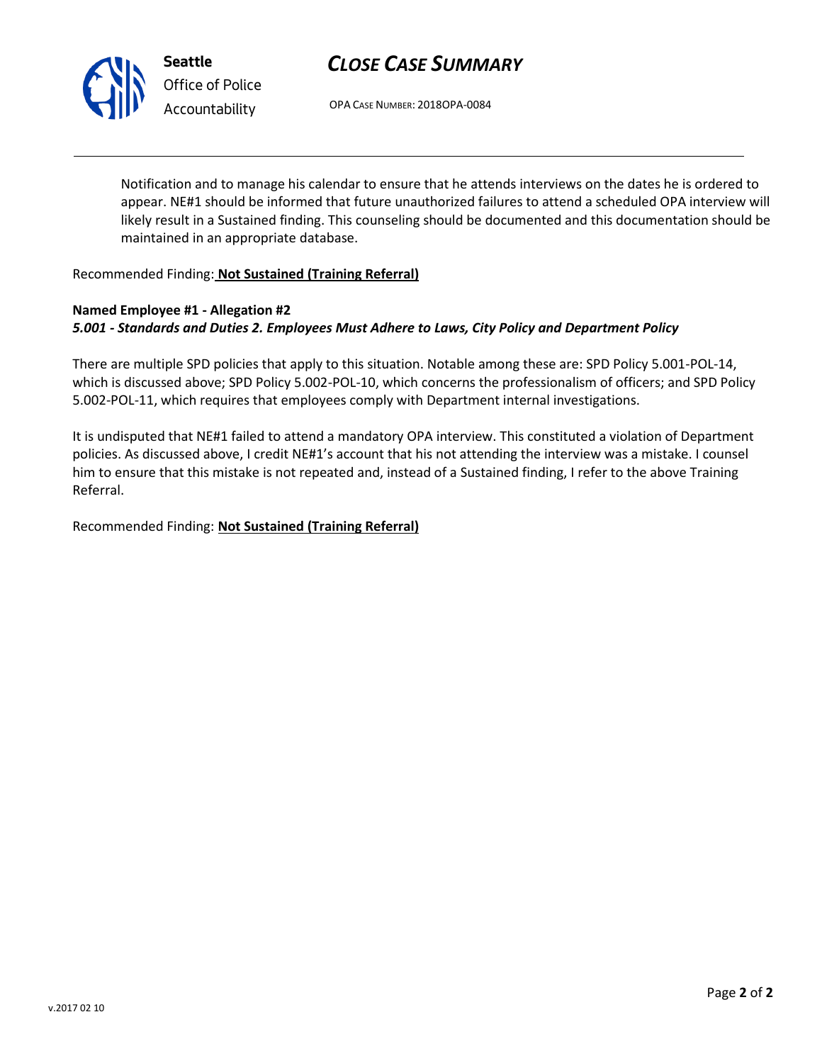Notification and to manage his calendar to ensure that he attends interviews on the dates he is ordered to appear. NE#1 should be informed that future unauthorized failures to attend a scheduled OPA interview will likely result in a Sustained finding. This counseling should be documented and this documentation should be maintained in an appropriate database.

Recommended Finding: **Not Sustained (Training Referral)**

**Named Employee #1 - Allegation #2**
***5.001 - Standards and Duties 2. Employees Must Adhere to Laws, City Policy and Department Policy***

There are multiple SPD policies that apply to this situation. Notable among these are: SPD Policy 5.001-POL-14, which is discussed above; SPD Policy 5.002-POL-10, which concerns the professionalism of officers; and SPD Policy 5.002-POL-11, which requires that employees comply with Department internal investigations.

It is undisputed that NE#1 failed to attend a mandatory OPA interview. This constituted a violation of Department policies. As discussed above, I credit NE#1's account that his not attending the interview was a mistake. I counsel him to ensure that this mistake is not repeated and, instead of a Sustained finding, I refer to the above Training Referral.

Recommended Finding: **Not Sustained (Training Referral)**